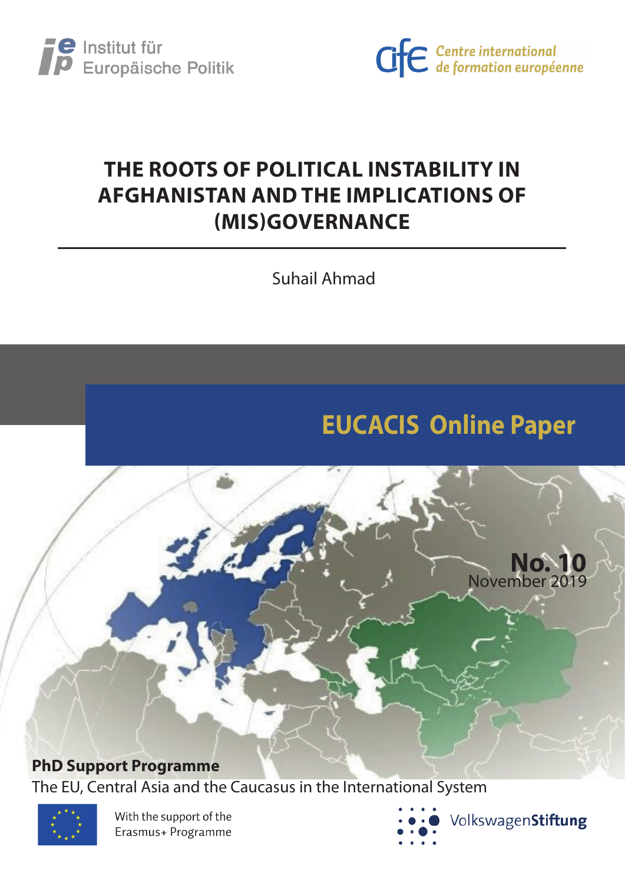Institut für Europäische Politik

Centre international de formation européenne

# THE ROOTS OF POLITICAL INSTABILITY IN AFGHANISTAN AND THE IMPLICATIONS OF (MIS)GOVERNANCE

Suhail Ahmad

## EUCACIS Online Paper

**No. 10**
November 2019

**PhD Support Programme**
The EU, Central Asia and the Caucasus in the International System

With the support of the Erasmus+ Programme

VolkswagenStiftung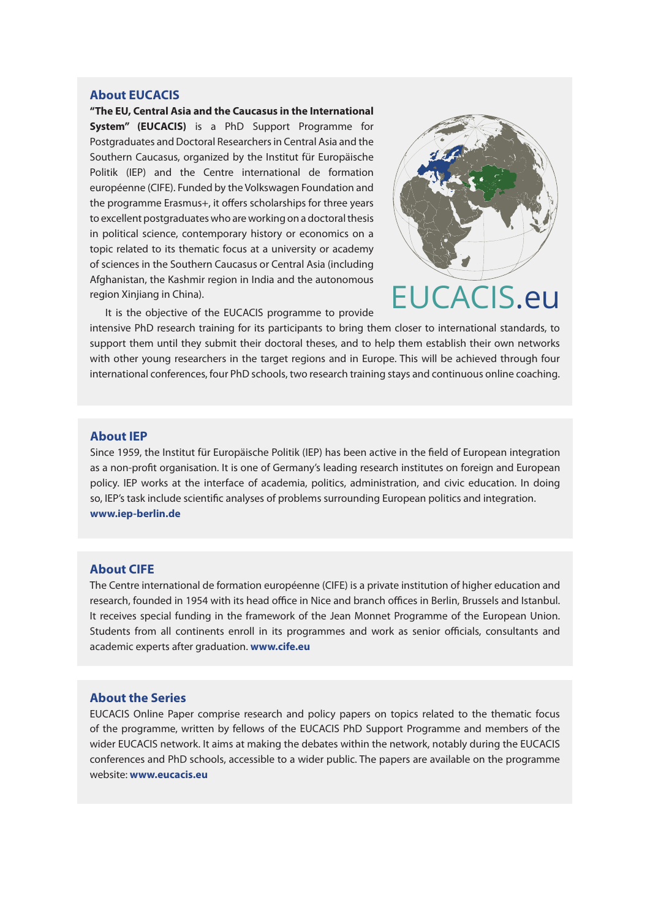## About EUCACIS

**"The EU, Central Asia and the Caucasus in the International System" (EUCACIS)** is a PhD Support Programme for Postgraduates and Doctoral Researchers in Central Asia and the Southern Caucasus, organized by the Institut für Europäische Politik (IEP) and the Centre international de formation européenne (CIFE). Funded by the Volkswagen Foundation and the programme Erasmus+, it offers scholarships for three years to excellent postgraduates who are working on a doctoral thesis in political science, contemporary history or economics on a topic related to its thematic focus at a university or academy of sciences in the Southern Caucasus or Central Asia (including Afghanistan, the Kashmir region in India and the autonomous region Xinjiang in China).

EUCACIS.eu

It is the objective of the EUCACIS programme to provide intensive PhD research training for its participants to bring them closer to international standards, to support them until they submit their doctoral theses, and to help them establish their own networks with other young researchers in the target regions and in Europe. This will be achieved through four international conferences, four PhD schools, two research training stays and continuous online coaching.

## About IEP

Since 1959, the Institut für Europäische Politik (IEP) has been active in the field of European integration as a non-profit organisation. It is one of Germany's leading research institutes on foreign and European policy. IEP works at the interface of academia, politics, administration, and civic education. In doing so, IEP's task include scientific analyses of problems surrounding European politics and integration.
**www.iep-berlin.de**

## About CIFE

The Centre international de formation européenne (CIFE) is a private institution of higher education and research, founded in 1954 with its head office in Nice and branch offices in Berlin, Brussels and Istanbul. It receives special funding in the framework of the Jean Monnet Programme of the European Union. Students from all continents enroll in its programmes and work as senior officials, consultants and academic experts after graduation. **www.cife.eu**

## About the Series

EUCACIS Online Paper comprise research and policy papers on topics related to the thematic focus of the programme, written by fellows of the EUCACIS PhD Support Programme and members of the wider EUCACIS network. It aims at making the debates within the network, notably during the EUCACIS conferences and PhD schools, accessible to a wider public. The papers are available on the programme website: **www.eucacis.eu**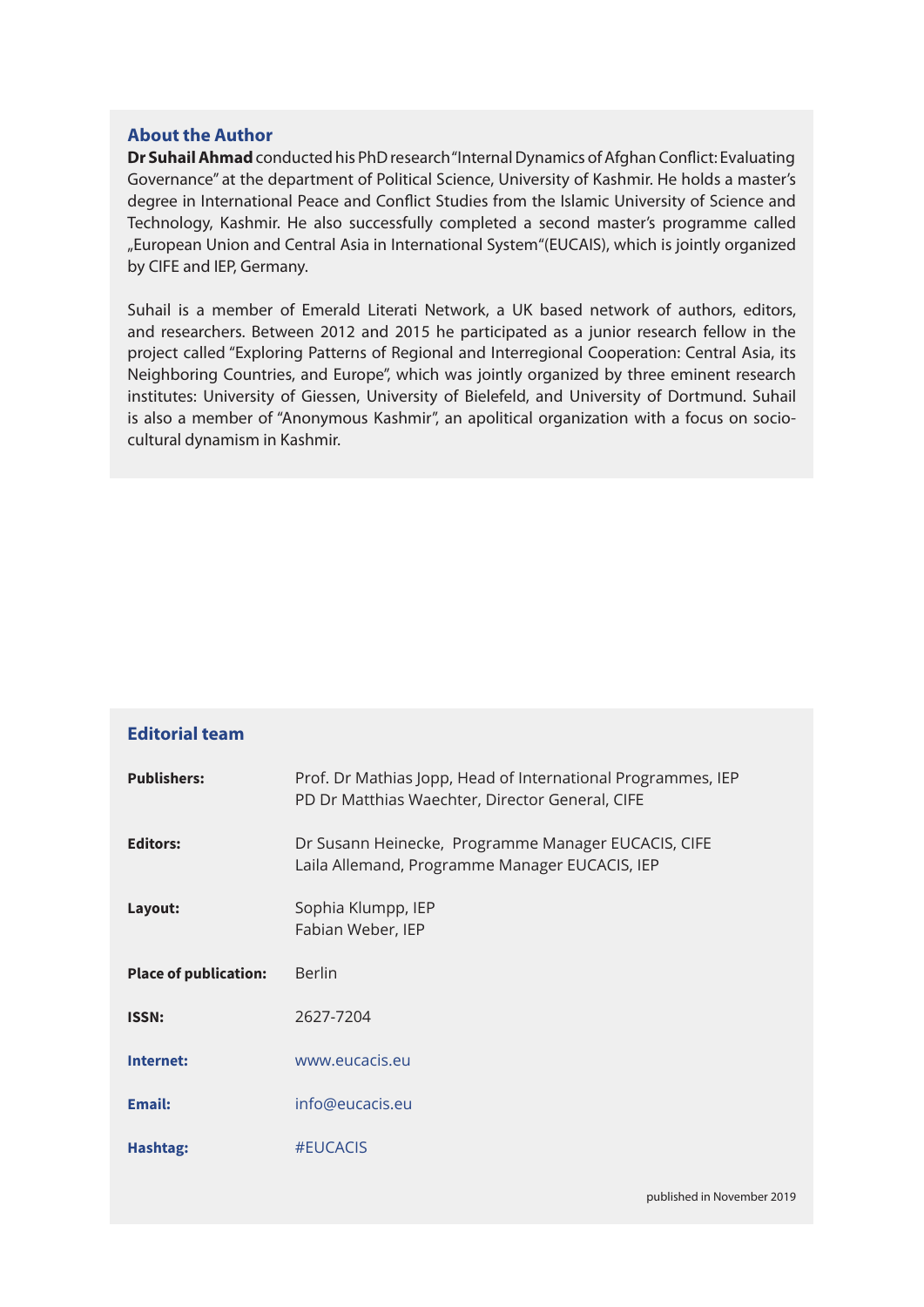## About the Author

**Dr Suhail Ahmad** conducted his PhD research "Internal Dynamics of Afghan Conflict: Evaluating Governance" at the department of Political Science, University of Kashmir. He holds a master's degree in International Peace and Conflict Studies from the Islamic University of Science and Technology, Kashmir. He also successfully completed a second master's programme called „European Union and Central Asia in International System"(EUCAIS), which is jointly organized by CIFE and IEP, Germany.

Suhail is a member of Emerald Literati Network, a UK based network of authors, editors, and researchers. Between 2012 and 2015 he participated as a junior research fellow in the project called "Exploring Patterns of Regional and Interregional Cooperation: Central Asia, its Neighboring Countries, and Europe", which was jointly organized by three eminent research institutes: University of Giessen, University of Bielefeld, and University of Dortmund. Suhail is also a member of "Anonymous Kashmir", an apolitical organization with a focus on socio-cultural dynamism in Kashmir.

## Editorial team

| | |
|---|---|
| **Publishers:** | Prof. Dr Mathias Jopp, Head of International Programmes, IEP<br>PD Dr Matthias Waechter, Director General, CIFE |
| **Editors:** | Dr Susann Heinecke, Programme Manager EUCACIS, CIFE<br>Laila Allemand, Programme Manager EUCACIS, IEP |
| **Layout:** | Sophia Klumpp, IEP<br>Fabian Weber, IEP |
| **Place of publication:** | Berlin |
| **ISSN:** | 2627-7204 |
| **Internet:** | www.eucacis.eu |
| **Email:** | info@eucacis.eu |
| **Hashtag:** | #EUCACIS |

published in November 2019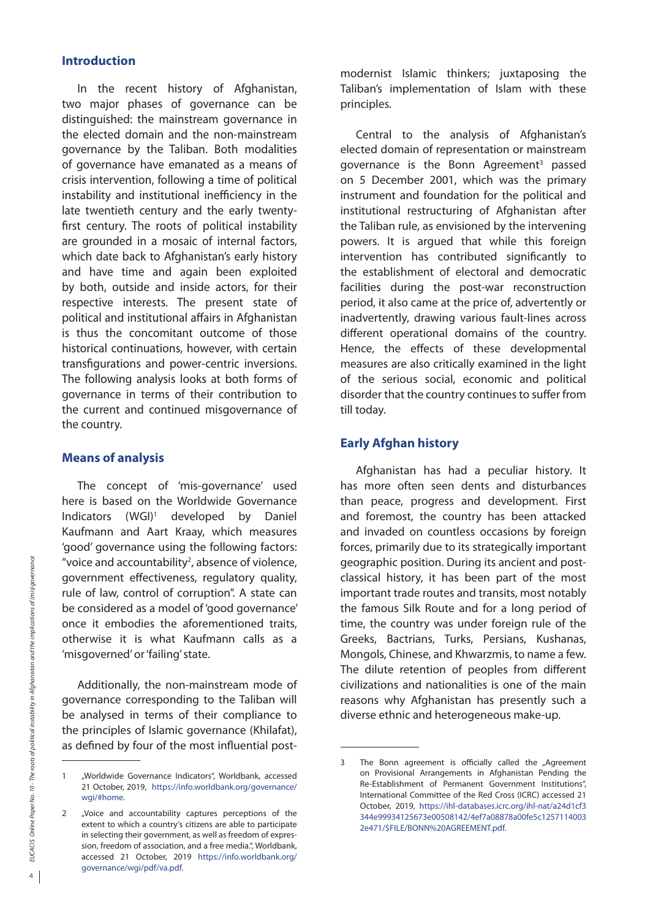## Introduction

In the recent history of Afghanistan, two major phases of governance can be distinguished: the mainstream governance in the elected domain and the non-mainstream governance by the Taliban. Both modalities of governance have emanated as a means of crisis intervention, following a time of political instability and institutional inefficiency in the late twentieth century and the early twenty-first century. The roots of political instability are grounded in a mosaic of internal factors, which date back to Afghanistan's early history and have time and again been exploited by both, outside and inside actors, for their respective interests. The present state of political and institutional affairs in Afghanistan is thus the concomitant outcome of those historical continuations, however, with certain transfigurations and power-centric inversions. The following analysis looks at both forms of governance in terms of their contribution to the current and continued misgovernance of the country.

## Means of analysis

The concept of 'mis-governance' used here is based on the Worldwide Governance Indicators (WGI)[1] developed by Daniel Kaufmann and Aart Kraay, which measures 'good' governance using the following factors: "voice and accountability[2], absence of violence, government effectiveness, regulatory quality, rule of law, control of corruption". A state can be considered as a model of 'good governance' once it embodies the aforementioned traits, otherwise it is what Kaufmann calls as a 'misgoverned' or 'failing' state.

Additionally, the non-mainstream mode of governance corresponding to the Taliban will be analysed in terms of their compliance to the principles of Islamic governance (Khilafat), as defined by four of the most influential post-modernist Islamic thinkers; juxtaposing the Taliban's implementation of Islam with these principles.

Central to the analysis of Afghanistan's elected domain of representation or mainstream governance is the Bonn Agreement[3] passed on 5 December 2001, which was the primary instrument and foundation for the political and institutional restructuring of Afghanistan after the Taliban rule, as envisioned by the intervening powers. It is argued that while this foreign intervention has contributed significantly to the establishment of electoral and democratic facilities during the post-war reconstruction period, it also came at the price of, advertently or inadvertently, drawing various fault-lines across different operational domains of the country. Hence, the effects of these developmental measures are also critically examined in the light of the serious social, economic and political disorder that the country continues to suffer from till today.

## Early Afghan history

Afghanistan has had a peculiar history. It has more often seen dents and disturbances than peace, progress and development. First and foremost, the country has been attacked and invaded on countless occasions by foreign forces, primarily due to its strategically important geographic position. During its ancient and post-classical history, it has been part of the most important trade routes and transits, most notably the famous Silk Route and for a long period of time, the country was under foreign rule of the Greeks, Bactrians, Turks, Persians, Kushanas, Mongols, Chinese, and Khwarzmis, to name a few. The dilute retention of peoples from different civilizations and nationalities is one of the main reasons why Afghanistan has presently such a diverse ethnic and heterogeneous make-up.

---

1 „Worldwide Governance Indicators", Worldbank, accessed 21 October, 2019, https://info.worldbank.org/governance/wgi/#home.

2 „Voice and accountability captures perceptions of the extent to which a country's citizens are able to participate in selecting their government, as well as freedom of expression, freedom of association, and a free media.", Worldbank, accessed 21 October, 2019 https://info.worldbank.org/governance/wgi/pdf/va.pdf.

3 The Bonn agreement is officially called the „Agreement on Provisional Arrangements in Afghanistan Pending the Re-Establishment of Permanent Government Institutions", International Committee of the Red Cross (ICRC) accessed 21 October, 2019, https://ihl-databases.icrc.org/ihl-nat/a24d1cf3344e99934125673e00508142/4ef7a08878a00fe5c12571140032e471/$FILE/BONN%20AGREEMENT.pdf.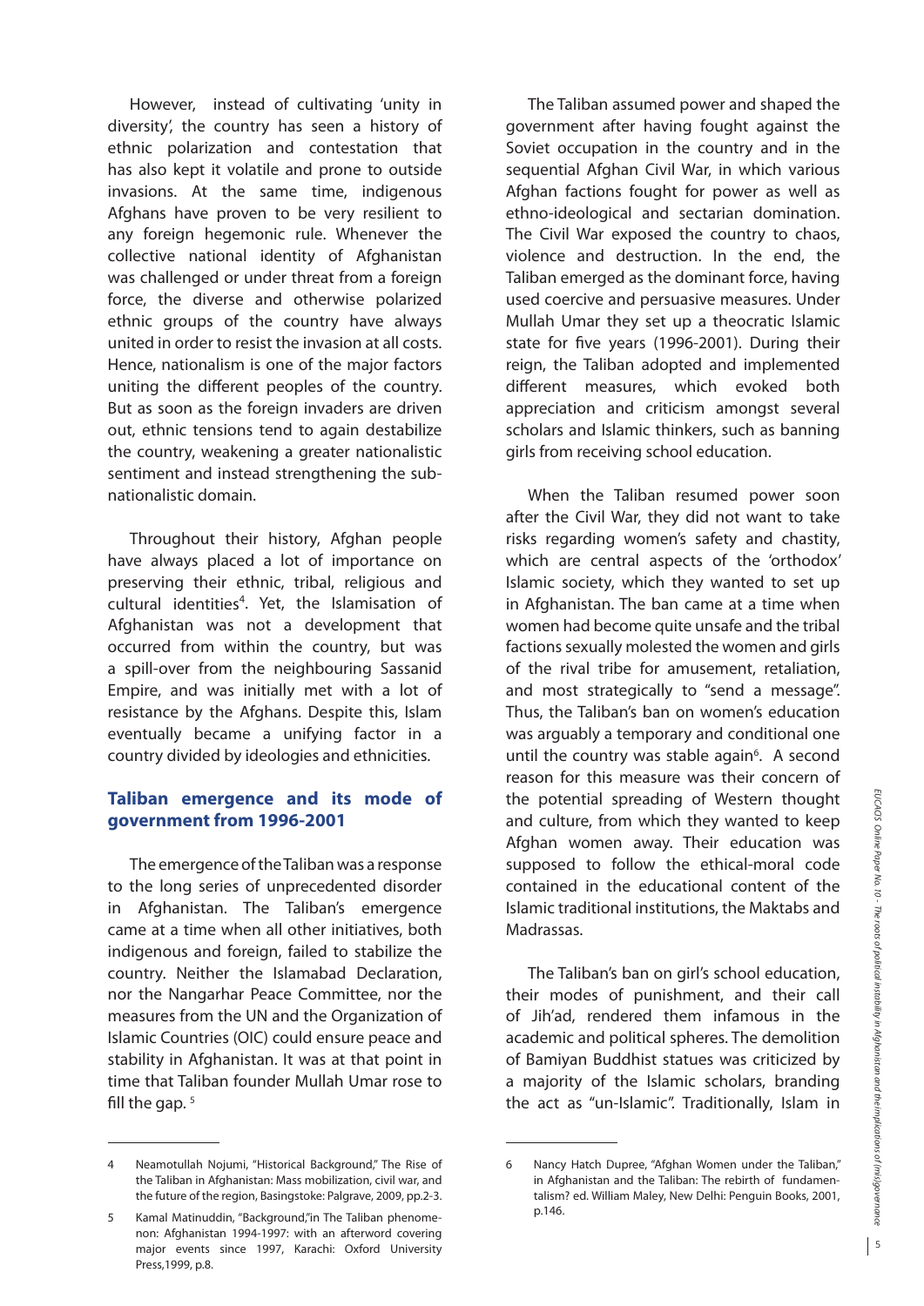However, instead of cultivating 'unity in diversity', the country has seen a history of ethnic polarization and contestation that has also kept it volatile and prone to outside invasions. At the same time, indigenous Afghans have proven to be very resilient to any foreign hegemonic rule. Whenever the collective national identity of Afghanistan was challenged or under threat from a foreign force, the diverse and otherwise polarized ethnic groups of the country have always united in order to resist the invasion at all costs. Hence, nationalism is one of the major factors uniting the different peoples of the country. But as soon as the foreign invaders are driven out, ethnic tensions tend to again destabilize the country, weakening a greater nationalistic sentiment and instead strengthening the sub-nationalistic domain.

Throughout their history, Afghan people have always placed a lot of importance on preserving their ethnic, tribal, religious and cultural identities[4]. Yet, the Islamisation of Afghanistan was not a development that occurred from within the country, but was a spill-over from the neighbouring Sassanid Empire, and was initially met with a lot of resistance by the Afghans. Despite this, Islam eventually became a unifying factor in a country divided by ideologies and ethnicities.

## Taliban emergence and its mode of government from 1996-2001

The emergence of the Taliban was a response to the long series of unprecedented disorder in Afghanistan. The Taliban's emergence came at a time when all other initiatives, both indigenous and foreign, failed to stabilize the country. Neither the Islamabad Declaration, nor the Nangarhar Peace Committee, nor the measures from the UN and the Organization of Islamic Countries (OIC) could ensure peace and stability in Afghanistan. It was at that point in time that Taliban founder Mullah Umar rose to fill the gap. [5]

The Taliban assumed power and shaped the government after having fought against the Soviet occupation in the country and in the sequential Afghan Civil War, in which various Afghan factions fought for power as well as ethno-ideological and sectarian domination. The Civil War exposed the country to chaos, violence and destruction. In the end, the Taliban emerged as the dominant force, having used coercive and persuasive measures. Under Mullah Umar they set up a theocratic Islamic state for five years (1996-2001). During their reign, the Taliban adopted and implemented different measures, which evoked both appreciation and criticism amongst several scholars and Islamic thinkers, such as banning girls from receiving school education.

When the Taliban resumed power soon after the Civil War, they did not want to take risks regarding women's safety and chastity, which are central aspects of the 'orthodox' Islamic society, which they wanted to set up in Afghanistan. The ban came at a time when women had become quite unsafe and the tribal factions sexually molested the women and girls of the rival tribe for amusement, retaliation, and most strategically to "send a message". Thus, the Taliban's ban on women's education was arguably a temporary and conditional one until the country was stable again[6]. A second reason for this measure was their concern of the potential spreading of Western thought and culture, from which they wanted to keep Afghan women away. Their education was supposed to follow the ethical-moral code contained in the educational content of the Islamic traditional institutions, the Maktabs and Madrassas.

The Taliban's ban on girl's school education, their modes of punishment, and their call of Jih'ad, rendered them infamous in the academic and political spheres. The demolition of Bamiyan Buddhist statues was criticized by a majority of the Islamic scholars, branding the act as "un-Islamic". Traditionally, Islam in

---

4 Neamotullah Nojumi, "Historical Background," The Rise of the Taliban in Afghanistan: Mass mobilization, civil war, and the future of the region, Basingstoke: Palgrave, 2009, pp.2-3.

5 Kamal Matinuddin, "Background,"in The Taliban phenomenon: Afghanistan 1994-1997: with an afterword covering major events since 1997, Karachi: Oxford University Press,1999, p.8.

6 Nancy Hatch Dupree, "Afghan Women under the Taliban," in Afghanistan and the Taliban: The rebirth of fundamentalism? ed. William Maley, New Delhi: Penguin Books, 2001, p.146.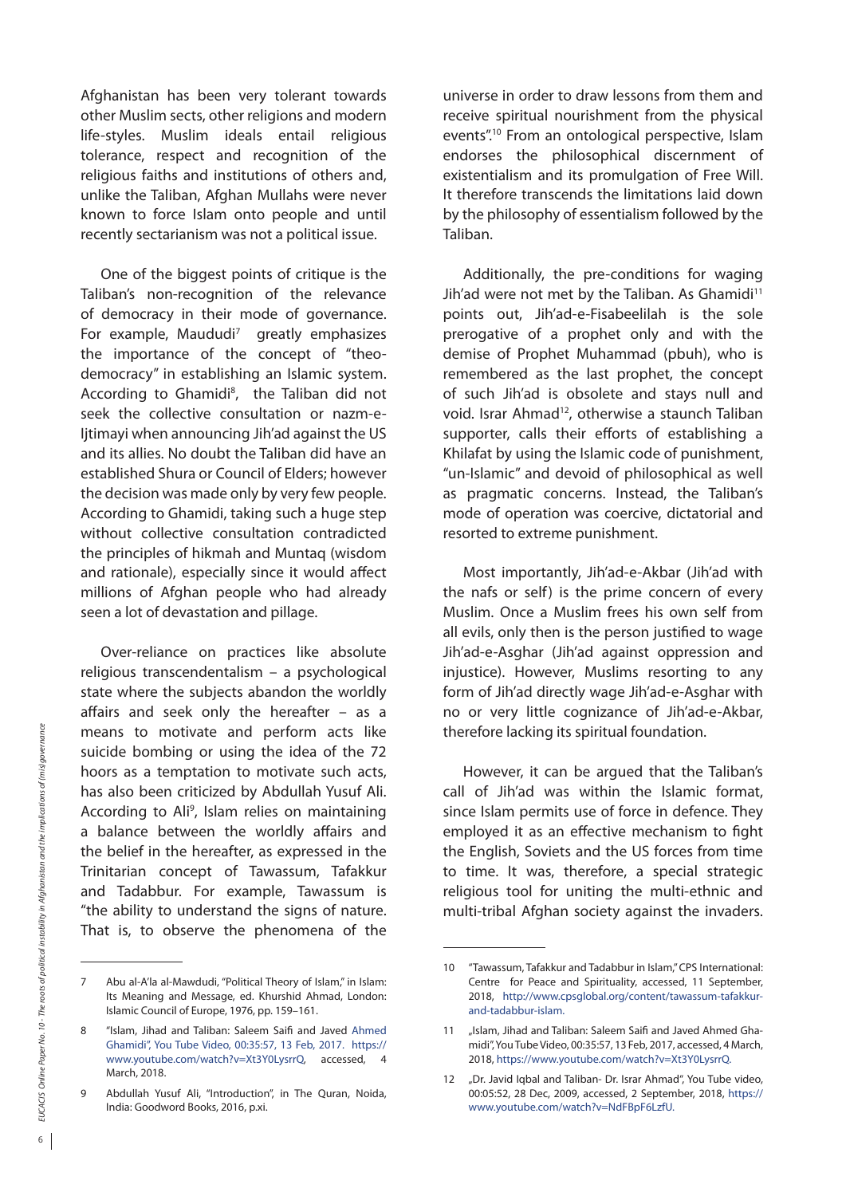Afghanistan has been very tolerant towards other Muslim sects, other religions and modern life-styles. Muslim ideals entail religious tolerance, respect and recognition of the religious faiths and institutions of others and, unlike the Taliban, Afghan Mullahs were never known to force Islam onto people and until recently sectarianism was not a political issue.

One of the biggest points of critique is the Taliban's non-recognition of the relevance of democracy in their mode of governance. For example, Maududi[7] greatly emphasizes the importance of the concept of "theo-democracy" in establishing an Islamic system. According to Ghamidi[8], the Taliban did not seek the collective consultation or nazm-e-Ijtimayi when announcing Jih'ad against the US and its allies. No doubt the Taliban did have an established Shura or Council of Elders; however the decision was made only by very few people. According to Ghamidi, taking such a huge step without collective consultation contradicted the principles of hikmah and Muntaq (wisdom and rationale), especially since it would affect millions of Afghan people who had already seen a lot of devastation and pillage.

Over-reliance on practices like absolute religious transcendentalism – a psychological state where the subjects abandon the worldly affairs and seek only the hereafter – as a means to motivate and perform acts like suicide bombing or using the idea of the 72 hoors as a temptation to motivate such acts, has also been criticized by Abdullah Yusuf Ali. According to Ali[9], Islam relies on maintaining a balance between the worldly affairs and the belief in the hereafter, as expressed in the Trinitarian concept of Tawassum, Tafakkur and Tadabbur. For example, Tawassum is "the ability to understand the signs of nature. That is, to observe the phenomena of the universe in order to draw lessons from them and receive spiritual nourishment from the physical events".[10] From an ontological perspective, Islam endorses the philosophical discernment of existentialism and its promulgation of Free Will. It therefore transcends the limitations laid down by the philosophy of essentialism followed by the Taliban.

Additionally, the pre-conditions for waging Jih'ad were not met by the Taliban. As Ghamidi[11] points out, Jih'ad-e-Fisabeelilah is the sole prerogative of a prophet only and with the demise of Prophet Muhammad (pbuh), who is remembered as the last prophet, the concept of such Jih'ad is obsolete and stays null and void. Israr Ahmad[12], otherwise a staunch Taliban supporter, calls their efforts of establishing a Khilafat by using the Islamic code of punishment, "un-Islamic" and devoid of philosophical as well as pragmatic concerns. Instead, the Taliban's mode of operation was coercive, dictatorial and resorted to extreme punishment.

Most importantly, Jih'ad-e-Akbar (Jih'ad with the nafs or self) is the prime concern of every Muslim. Once a Muslim frees his own self from all evils, only then is the person justified to wage Jih'ad-e-Asghar (Jih'ad against oppression and injustice). However, Muslims resorting to any form of Jih'ad directly wage Jih'ad-e-Asghar with no or very little cognizance of Jih'ad-e-Akbar, therefore lacking its spiritual foundation.

However, it can be argued that the Taliban's call of Jih'ad was within the Islamic format, since Islam permits use of force in defence. They employed it as an effective mechanism to fight the English, Soviets and the US forces from time to time. It was, therefore, a special strategic religious tool for uniting the multi-ethnic and multi-tribal Afghan society against the invaders.

---

7 Abu al-A'la al-Mawdudi, "Political Theory of Islam," in Islam: Its Meaning and Message, ed. Khurshid Ahmad, London: Islamic Council of Europe, 1976, pp. 159–161.

8 "Islam, Jihad and Taliban: Saleem Saifi and Javed Ahmed Ghamidi", You Tube Video, 00:35:57, 13 Feb, 2017. https://www.youtube.com/watch?v=Xt3Y0LysrrQ, accessed, 4 March, 2018.

9 Abdullah Yusuf Ali, "Introduction", in The Quran, Noida, India: Goodword Books, 2016, p.xi.

10 "Tawassum, Tafakkur and Tadabbur in Islam," CPS International: Centre for Peace and Spirituality, accessed, 11 September, 2018, http://www.cpsglobal.org/content/tawassum-tafakkur-and-tadabbur-islam.

11 „Islam, Jihad and Taliban: Saleem Saifi and Javed Ahmed Ghamidi", You Tube Video, 00:35:57, 13 Feb, 2017, accessed, 4 March, 2018, https://www.youtube.com/watch?v=Xt3Y0LysrrQ.

12 „Dr. Javid Iqbal and Taliban- Dr. Israr Ahmad", You Tube video, 00:05:52, 28 Dec, 2009, accessed, 2 September, 2018, https://www.youtube.com/watch?v=NdFBpF6LzfU.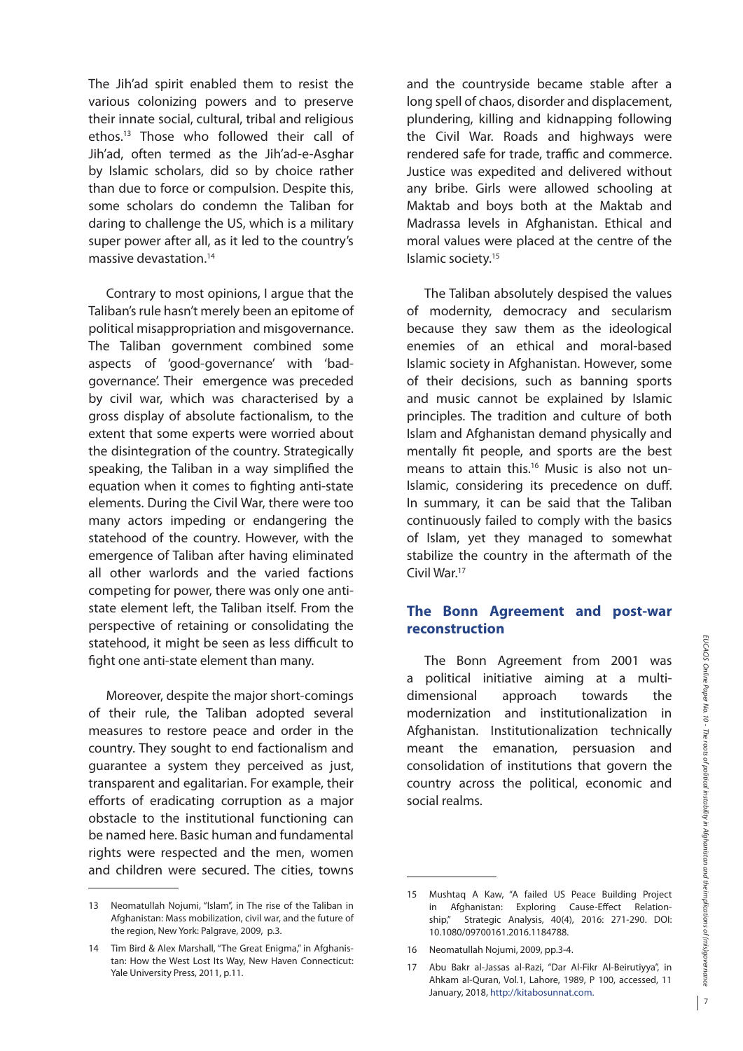The Jih'ad spirit enabled them to resist the various colonizing powers and to preserve their innate social, cultural, tribal and religious ethos.[13] Those who followed their call of Jih'ad, often termed as the Jih'ad-e-Asghar by Islamic scholars, did so by choice rather than due to force or compulsion. Despite this, some scholars do condemn the Taliban for daring to challenge the US, which is a military super power after all, as it led to the country's massive devastation.[14]

Contrary to most opinions, I argue that the Taliban's rule hasn't merely been an epitome of political misappropriation and misgovernance. The Taliban government combined some aspects of 'good-governance' with 'bad-governance'. Their emergence was preceded by civil war, which was characterised by a gross display of absolute factionalism, to the extent that some experts were worried about the disintegration of the country. Strategically speaking, the Taliban in a way simplified the equation when it comes to fighting anti-state elements. During the Civil War, there were too many actors impeding or endangering the statehood of the country. However, with the emergence of Taliban after having eliminated all other warlords and the varied factions competing for power, there was only one anti-state element left, the Taliban itself. From the perspective of retaining or consolidating the statehood, it might be seen as less difficult to fight one anti-state element than many.

Moreover, despite the major short-comings of their rule, the Taliban adopted several measures to restore peace and order in the country. They sought to end factionalism and guarantee a system they perceived as just, transparent and egalitarian. For example, their efforts of eradicating corruption as a major obstacle to the institutional functioning can be named here. Basic human and fundamental rights were respected and the men, women and children were secured. The cities, towns and the countryside became stable after a long spell of chaos, disorder and displacement, plundering, killing and kidnapping following the Civil War. Roads and highways were rendered safe for trade, traffic and commerce. Justice was expedited and delivered without any bribe. Girls were allowed schooling at Maktab and boys both at the Maktab and Madrassa levels in Afghanistan. Ethical and moral values were placed at the centre of the Islamic society.[15]

The Taliban absolutely despised the values of modernity, democracy and secularism because they saw them as the ideological enemies of an ethical and moral-based Islamic society in Afghanistan. However, some of their decisions, such as banning sports and music cannot be explained by Islamic principles. The tradition and culture of both Islam and Afghanistan demand physically and mentally fit people, and sports are the best means to attain this.[16] Music is also not un-Islamic, considering its precedence on duff. In summary, it can be said that the Taliban continuously failed to comply with the basics of Islam, yet they managed to somewhat stabilize the country in the aftermath of the Civil War.[17]

## The Bonn Agreement and post-war reconstruction

The Bonn Agreement from 2001 was a political initiative aiming at a multi-dimensional approach towards the modernization and institutionalization in Afghanistan. Institutionalization technically meant the emanation, persuasion and consolidation of institutions that govern the country across the political, economic and social realms.

---

13 Neomatullah Nojumi, "Islam", in The rise of the Taliban in Afghanistan: Mass mobilization, civil war, and the future of the region, New York: Palgrave, 2009, p.3.

14 Tim Bird & Alex Marshall, "The Great Enigma," in Afghanistan: How the West Lost Its Way, New Haven Connecticut: Yale University Press, 2011, p.11.

15 Mushtaq A Kaw, "A failed US Peace Building Project in Afghanistan: Exploring Cause-Effect Relationship," Strategic Analysis, 40(4), 2016: 271-290. DOI: 10.1080/09700161.2016.1184788.

16 Neomatullah Nojumi, 2009, pp.3-4.

17 Abu Bakr al-Jassas al-Razi, "Dar Al-Fikr Al-Beirutiyya", in Ahkam al-Quran, Vol.1, Lahore, 1989, P 100, accessed, 11 January, 2018, http://kitabosunnat.com.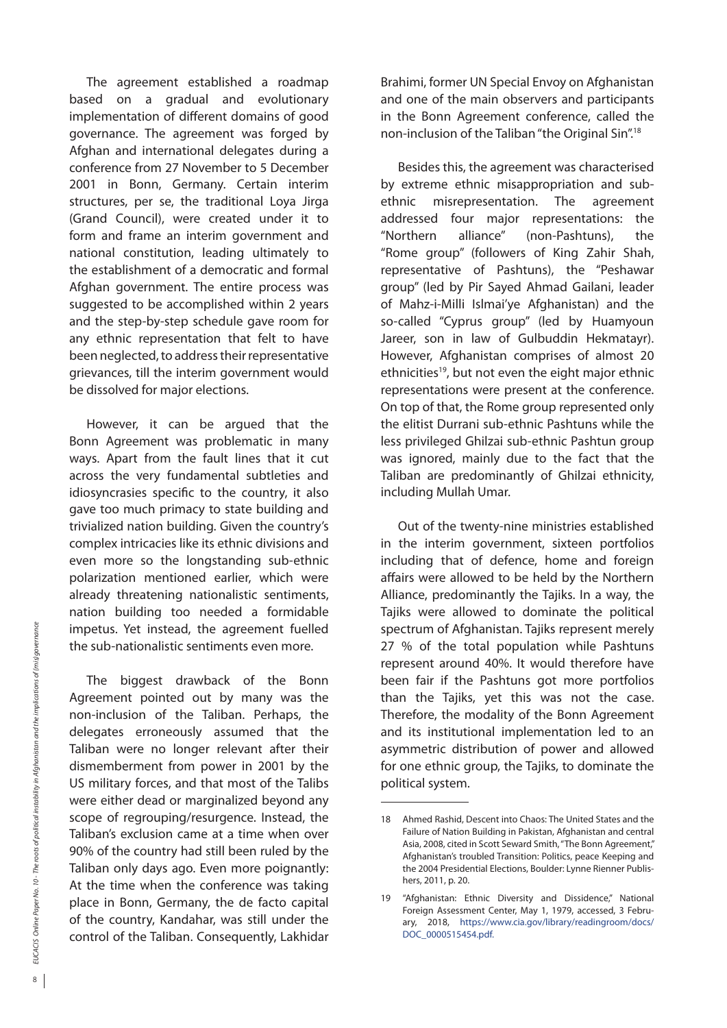The agreement established a roadmap based on a gradual and evolutionary implementation of different domains of good governance. The agreement was forged by Afghan and international delegates during a conference from 27 November to 5 December 2001 in Bonn, Germany. Certain interim structures, per se, the traditional Loya Jirga (Grand Council), were created under it to form and frame an interim government and national constitution, leading ultimately to the establishment of a democratic and formal Afghan government. The entire process was suggested to be accomplished within 2 years and the step-by-step schedule gave room for any ethnic representation that felt to have been neglected, to address their representative grievances, till the interim government would be dissolved for major elections.

However, it can be argued that the Bonn Agreement was problematic in many ways. Apart from the fault lines that it cut across the very fundamental subtleties and idiosyncrasies specific to the country, it also gave too much primacy to state building and trivialized nation building. Given the country's complex intricacies like its ethnic divisions and even more so the longstanding sub-ethnic polarization mentioned earlier, which were already threatening nationalistic sentiments, nation building too needed a formidable impetus. Yet instead, the agreement fuelled the sub-nationalistic sentiments even more.

The biggest drawback of the Bonn Agreement pointed out by many was the non-inclusion of the Taliban. Perhaps, the delegates erroneously assumed that the Taliban were no longer relevant after their dismemberment from power in 2001 by the US military forces, and that most of the Talibs were either dead or marginalized beyond any scope of regrouping/resurgence. Instead, the Taliban's exclusion came at a time when over 90% of the country had still been ruled by the Taliban only days ago. Even more poignantly: At the time when the conference was taking place in Bonn, Germany, the de facto capital of the country, Kandahar, was still under the control of the Taliban. Consequently, Lakhidar Brahimi, former UN Special Envoy on Afghanistan and one of the main observers and participants in the Bonn Agreement conference, called the non-inclusion of the Taliban "the Original Sin".[18]

Besides this, the agreement was characterised by extreme ethnic misappropriation and sub-ethnic misrepresentation. The agreement addressed four major representations: the "Northern alliance" (non-Pashtuns), the "Rome group" (followers of King Zahir Shah, representative of Pashtuns), the "Peshawar group" (led by Pir Sayed Ahmad Gailani, leader of Mahz-i-Milli Islmai'ye Afghanistan) and the so-called "Cyprus group" (led by Huamyoun Jareer, son in law of Gulbuddin Hekmatayr). However, Afghanistan comprises of almost 20 ethnicities[19], but not even the eight major ethnic representations were present at the conference. On top of that, the Rome group represented only the elitist Durrani sub-ethnic Pashtuns while the less privileged Ghilzai sub-ethnic Pashtun group was ignored, mainly due to the fact that the Taliban are predominantly of Ghilzai ethnicity, including Mullah Umar.

Out of the twenty-nine ministries established in the interim government, sixteen portfolios including that of defence, home and foreign affairs were allowed to be held by the Northern Alliance, predominantly the Tajiks. In a way, the Tajiks were allowed to dominate the political spectrum of Afghanistan. Tajiks represent merely 27 % of the total population while Pashtuns represent around 40%. It would therefore have been fair if the Pashtuns got more portfolios than the Tajiks, yet this was not the case. Therefore, the modality of the Bonn Agreement and its institutional implementation led to an asymmetric distribution of power and allowed for one ethnic group, the Tajiks, to dominate the political system.

---

18 Ahmed Rashid, Descent into Chaos: The United States and the Failure of Nation Building in Pakistan, Afghanistan and central Asia, 2008, cited in Scott Seward Smith, "The Bonn Agreement," Afghanistan's troubled Transition: Politics, peace Keeping and the 2004 Presidential Elections, Boulder: Lynne Rienner Publishers, 2011, p. 20.

19 "Afghanistan: Ethnic Diversity and Dissidence," National Foreign Assessment Center, May 1, 1979, accessed, 3 February, 2018, https://www.cia.gov/library/readingroom/docs/DOC_0000515454.pdf.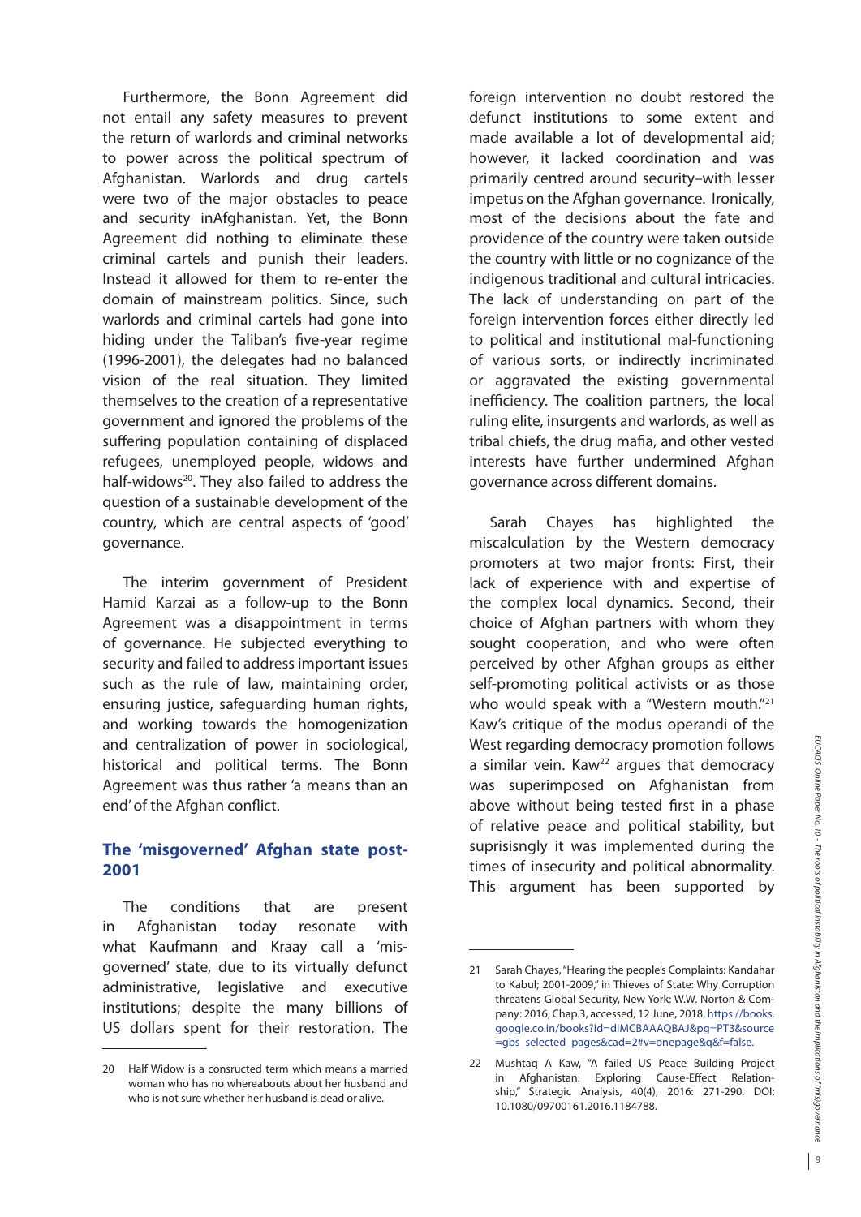Furthermore, the Bonn Agreement did not entail any safety measures to prevent the return of warlords and criminal networks to power across the political spectrum of Afghanistan. Warlords and drug cartels were two of the major obstacles to peace and security inAfghanistan. Yet, the Bonn Agreement did nothing to eliminate these criminal cartels and punish their leaders. Instead it allowed for them to re-enter the domain of mainstream politics. Since, such warlords and criminal cartels had gone into hiding under the Taliban's five-year regime (1996-2001), the delegates had no balanced vision of the real situation. They limited themselves to the creation of a representative government and ignored the problems of the suffering population containing of displaced refugees, unemployed people, widows and half-widows[20]. They also failed to address the question of a sustainable development of the country, which are central aspects of 'good' governance.

The interim government of President Hamid Karzai as a follow-up to the Bonn Agreement was a disappointment in terms of governance. He subjected everything to security and failed to address important issues such as the rule of law, maintaining order, ensuring justice, safeguarding human rights, and working towards the homogenization and centralization of power in sociological, historical and political terms. The Bonn Agreement was thus rather 'a means than an end' of the Afghan conflict.

## The 'misgoverned' Afghan state post-2001

The conditions that are present in Afghanistan today resonate with what Kaufmann and Kraay call a 'mis-governed' state, due to its virtually defunct administrative, legislative and executive institutions; despite the many billions of US dollars spent for their restoration. The foreign intervention no doubt restored the defunct institutions to some extent and made available a lot of developmental aid; however, it lacked coordination and was primarily centred around security–with lesser impetus on the Afghan governance. Ironically, most of the decisions about the fate and providence of the country were taken outside the country with little or no cognizance of the indigenous traditional and cultural intricacies. The lack of understanding on part of the foreign intervention forces either directly led to political and institutional mal-functioning of various sorts, or indirectly incriminated or aggravated the existing governmental inefficiency. The coalition partners, the local ruling elite, insurgents and warlords, as well as tribal chiefs, the drug mafia, and other vested interests have further undermined Afghan governance across different domains.

Sarah Chayes has highlighted the miscalculation by the Western democracy promoters at two major fronts: First, their lack of experience with and expertise of the complex local dynamics. Second, their choice of Afghan partners with whom they sought cooperation, and who were often perceived by other Afghan groups as either self-promoting political activists or as those who would speak with a "Western mouth."[21] Kaw's critique of the modus operandi of the West regarding democracy promotion follows a similar vein. Kaw[22] argues that democracy was superimposed on Afghanistan from above without being tested first in a phase of relative peace and political stability, but suprisisngly it was implemented during the times of insecurity and political abnormality. This argument has been supported by

---

20 Half Widow is a consructed term which means a married woman who has no whereabouts about her husband and who is not sure whether her husband is dead or alive.

21 Sarah Chayes, "Hearing the people's Complaints: Kandahar to Kabul; 2001-2009," in Thieves of State: Why Corruption threatens Global Security, New York: W.W. Norton & Company: 2016, Chap.3, accessed, 12 June, 2018, https://books.google.co.in/books?id=dIMCBAAAQBAJ&pg=PT3&source=gbs_selected_pages&cad=2#v=onepage&q&f=false.

22 Mushtaq A Kaw, "A failed US Peace Building Project in Afghanistan: Exploring Cause-Effect Relationship," Strategic Analysis, 40(4), 2016: 271-290. DOI: 10.1080/09700161.2016.1184788.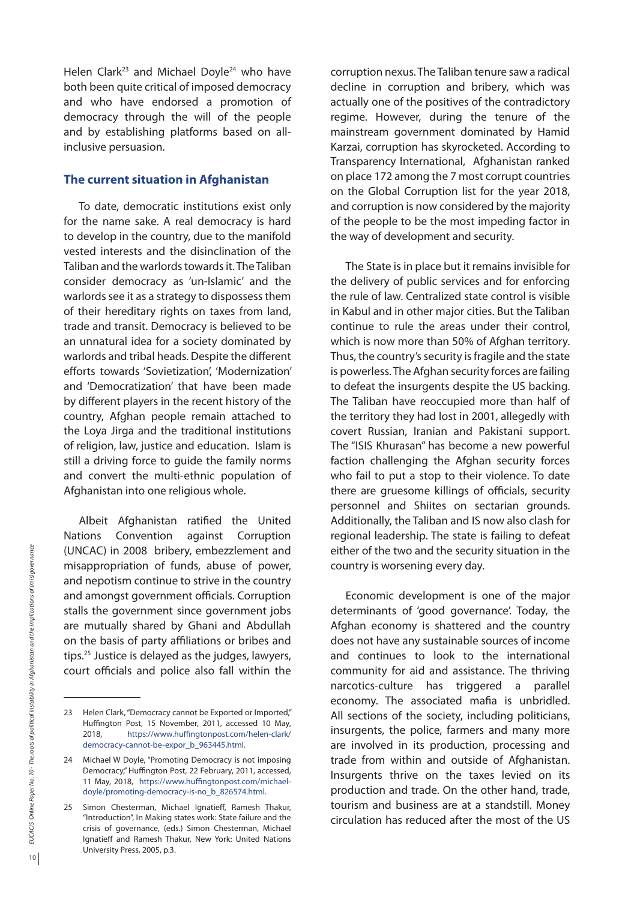Helen Clark[23] and Michael Doyle[24] who have both been quite critical of imposed democracy and who have endorsed a promotion of democracy through the will of the people and by establishing platforms based on all-inclusive persuasion.

## The current situation in Afghanistan

To date, democratic institutions exist only for the name sake. A real democracy is hard to develop in the country, due to the manifold vested interests and the disinclination of the Taliban and the warlords towards it. The Taliban consider democracy as 'un-Islamic' and the warlords see it as a strategy to dispossess them of their hereditary rights on taxes from land, trade and transit. Democracy is believed to be an unnatural idea for a society dominated by warlords and tribal heads. Despite the different efforts towards 'Sovietization', 'Modernization' and 'Democratization' that have been made by different players in the recent history of the country, Afghan people remain attached to the Loya Jirga and the traditional institutions of religion, law, justice and education. Islam is still a driving force to guide the family norms and convert the multi-ethnic population of Afghanistan into one religious whole.

Albeit Afghanistan ratified the United Nations Convention against Corruption (UNCAC) in 2008 bribery, embezzlement and misappropriation of funds, abuse of power, and nepotism continue to strive in the country and amongst government officials. Corruption stalls the government since government jobs are mutually shared by Ghani and Abdullah on the basis of party affiliations or bribes and tips.[25] Justice is delayed as the judges, lawyers, court officials and police also fall within the corruption nexus. The Taliban tenure saw a radical decline in corruption and bribery, which was actually one of the positives of the contradictory regime. However, during the tenure of the mainstream government dominated by Hamid Karzai, corruption has skyrocketed. According to Transparency International, Afghanistan ranked on place 172 among the 7 most corrupt countries on the Global Corruption list for the year 2018, and corruption is now considered by the majority of the people to be the most impeding factor in the way of development and security.

The State is in place but it remains invisible for the delivery of public services and for enforcing the rule of law. Centralized state control is visible in Kabul and in other major cities. But the Taliban continue to rule the areas under their control, which is now more than 50% of Afghan territory. Thus, the country's security is fragile and the state is powerless. The Afghan security forces are failing to defeat the insurgents despite the US backing. The Taliban have reoccupied more than half of the territory they had lost in 2001, allegedly with covert Russian, Iranian and Pakistani support. The "ISIS Khurasan" has become a new powerful faction challenging the Afghan security forces who fail to put a stop to their violence. To date there are gruesome killings of officials, security personnel and Shiites on sectarian grounds. Additionally, the Taliban and IS now also clash for regional leadership. The state is failing to defeat either of the two and the security situation in the country is worsening every day.

Economic development is one of the major determinants of 'good governance'. Today, the Afghan economy is shattered and the country does not have any sustainable sources of income and continues to look to the international community for aid and assistance. The thriving narcotics-culture has triggered a parallel economy. The associated mafia is unbridled. All sections of the society, including politicians, insurgents, the police, farmers and many more are involved in its production, processing and trade from within and outside of Afghanistan. Insurgents thrive on the taxes levied on its production and trade. On the other hand, trade, tourism and business are at a standstill. Money circulation has reduced after the most of the US

---

23 Helen Clark, "Democracy cannot be Exported or Imported," Huffington Post, 15 November, 2011, accessed 10 May, 2018, https://www.huffingtonpost.com/helen-clark/democracy-cannot-be-expor_b_963445.html.

24 Michael W Doyle, "Promoting Democracy is not imposing Democracy," Huffington Post, 22 February, 2011, accessed, 11 May, 2018, https://www.huffingtonpost.com/michael-doyle/promoting-democracy-is-no_b_826574.html.

25 Simon Chesterman, Michael Ignatieff, Ramesh Thakur, "Introduction", In Making states work: State failure and the crisis of governance, (eds.) Simon Chesterman, Michael Ignatieff and Ramesh Thakur, New York: United Nations University Press, 2005, p.3.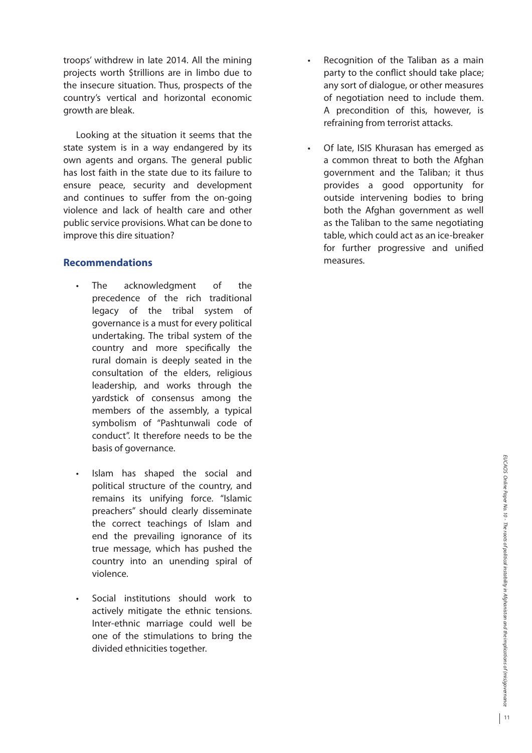troops' withdrew in late 2014. All the mining projects worth $trillions are in limbo due to the insecure situation. Thus, prospects of the country's vertical and horizontal economic growth are bleak.

Looking at the situation it seems that the state system is in a way endangered by its own agents and organs. The general public has lost faith in the state due to its failure to ensure peace, security and development and continues to suffer from the on-going violence and lack of health care and other public service provisions. What can be done to improve this dire situation?

## Recommendations

- The acknowledgment of the precedence of the rich traditional legacy of the tribal system of governance is a must for every political undertaking. The tribal system of the country and more specifically the rural domain is deeply seated in the consultation of the elders, religious leadership, and works through the yardstick of consensus among the members of the assembly, a typical symbolism of "Pashtunwali code of conduct". It therefore needs to be the basis of governance.

- Islam has shaped the social and political structure of the country, and remains its unifying force. "Islamic preachers" should clearly disseminate the correct teachings of Islam and end the prevailing ignorance of its true message, which has pushed the country into an unending spiral of violence.

- Social institutions should work to actively mitigate the ethnic tensions. Inter-ethnic marriage could well be one of the stimulations to bring the divided ethnicities together.

- Recognition of the Taliban as a main party to the conflict should take place; any sort of dialogue, or other measures of negotiation need to include them. A precondition of this, however, is refraining from terrorist attacks.

- Of late, ISIS Khurasan has emerged as a common threat to both the Afghan government and the Taliban; it thus provides a good opportunity for outside intervening bodies to bring both the Afghan government as well as the Taliban to the same negotiating table, which could act as an ice-breaker for further progressive and unified measures.